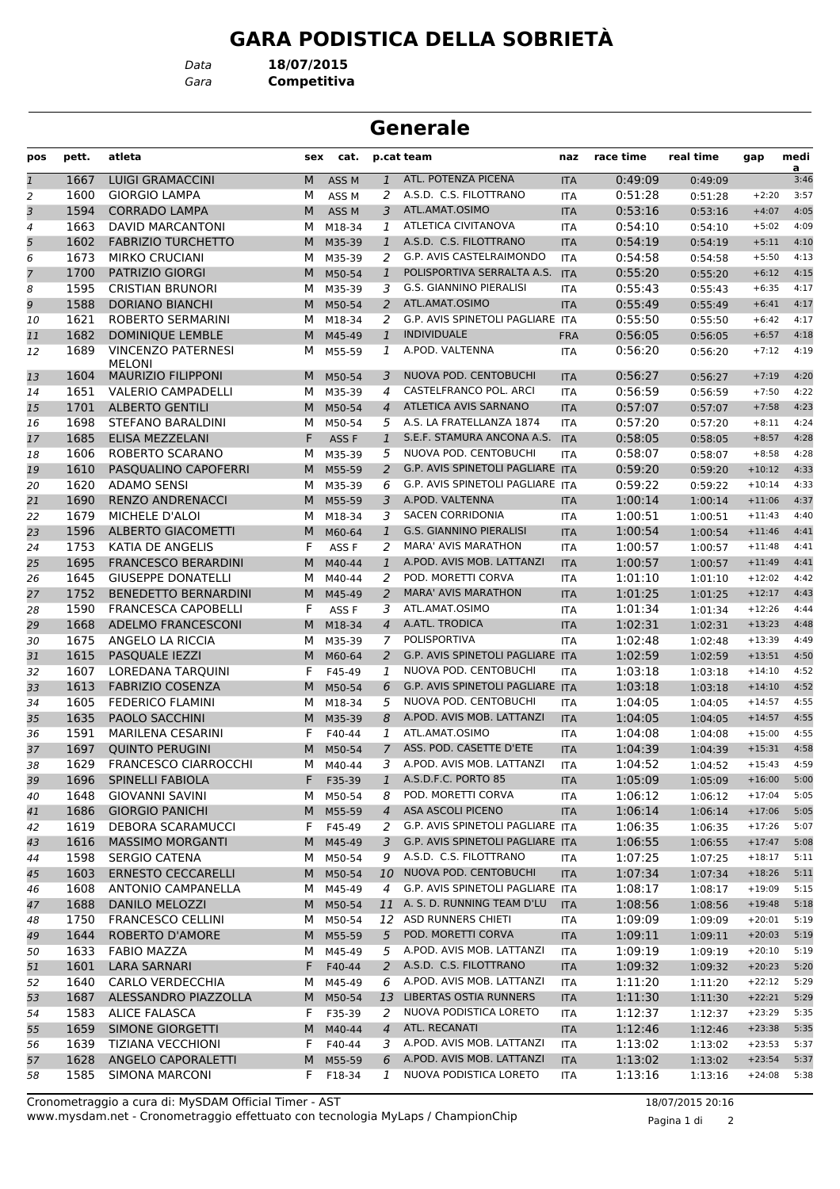# GARA PODISTICA DELLA SOBRIETÀ

*Data* **18/07/2015**
*Gara* **Competitiva**

## Generale

| pos | pett. | atleta | sex | cat. | p.cat | team | naz | race time | real time | gap | media |
|---|---|---|---|---|---|---|---|---|---|---|---|
| 1 | 1667 | LUIGI GRAMACCINI | M | ASS M | 1 | ATL. POTENZA PICENA | ITA | 0:49:09 | 0:49:09 | | 3:46 |
| 2 | 1600 | GIORGIO LAMPA | M | ASS M | 2 | A.S.D. C.S. FILOTTRANO | ITA | 0:51:28 | 0:51:28 | +2:20 | 3:57 |
| 3 | 1594 | CORRADO LAMPA | M | ASS M | 3 | ATL.AMAT.OSIMO | ITA | 0:53:16 | 0:53:16 | +4:07 | 4:05 |
| 4 | 1663 | DAVID MARCANTONI | M | M18-34 | 1 | ATLETICA CIVITANOVA | ITA | 0:54:10 | 0:54:10 | +5:02 | 4:09 |
| 5 | 1602 | FABRIZIO TURCHETTO | M | M35-39 | 1 | A.S.D. C.S. FILOTTRANO | ITA | 0:54:19 | 0:54:19 | +5:11 | 4:10 |
| 6 | 1673 | MIRKO CRUCIANI | M | M35-39 | 2 | G.P. AVIS CASTELRAIMONDO | ITA | 0:54:58 | 0:54:58 | +5:50 | 4:13 |
| 7 | 1700 | PATRIZIO GIORGI | M | M50-54 | 1 | POLISPORTIVA SERRALTA A.S. | ITA | 0:55:20 | 0:55:20 | +6:12 | 4:15 |
| 8 | 1595 | CRISTIAN BRUNORI | M | M35-39 | 3 | G.S. GIANNINO PIERALISI | ITA | 0:55:43 | 0:55:43 | +6:35 | 4:17 |
| 9 | 1588 | DORIANO BIANCHI | M | M50-54 | 2 | ATL.AMAT.OSIMO | ITA | 0:55:49 | 0:55:49 | +6:41 | 4:17 |
| 10 | 1621 | ROBERTO SERMARINI | M | M18-34 | 2 | G.P. AVIS SPINETOLI PAGLIARE | ITA | 0:55:50 | 0:55:50 | +6:42 | 4:17 |
| 11 | 1682 | DOMINIQUE LEMBLE | M | M45-49 | 1 | INDIVIDUALE | FRA | 0:56:05 | 0:56:05 | +6:57 | 4:18 |
| 12 | 1689 | VINCENZO PATERNESI MELONI | M | M55-59 | 1 | A.POD. VALTENNA | ITA | 0:56:20 | 0:56:20 | +7:12 | 4:19 |
| 13 | 1604 | MAURIZIO FILIPPONI | M | M50-54 | 3 | NUOVA POD. CENTOBUCHI | ITA | 0:56:27 | 0:56:27 | +7:19 | 4:20 |
| 14 | 1651 | VALERIO CAMPADELLI | M | M35-39 | 4 | CASTELFRANCO POL. ARCI | ITA | 0:56:59 | 0:56:59 | +7:50 | 4:22 |
| 15 | 1701 | ALBERTO GENTILI | M | M50-54 | 4 | ATLETICA AVIS SARNANO | ITA | 0:57:07 | 0:57:07 | +7:58 | 4:23 |
| 16 | 1698 | STEFANO BARALDINI | M | M50-54 | 5 | A.S. LA FRATELLANZA 1874 | ITA | 0:57:20 | 0:57:20 | +8:11 | 4:24 |
| 17 | 1685 | ELISA MEZZELANI | F | ASS F | 1 | S.E.F. STAMURA ANCONA A.S. | ITA | 0:58:05 | 0:58:05 | +8:57 | 4:28 |
| 18 | 1606 | ROBERTO SCARANO | M | M35-39 | 5 | NUOVA POD. CENTOBUCHI | ITA | 0:58:07 | 0:58:07 | +8:58 | 4:28 |
| 19 | 1610 | PASQUALINO CAPOFERRI | M | M55-59 | 2 | G.P. AVIS SPINETOLI PAGLIARE | ITA | 0:59:20 | 0:59:20 | +10:12 | 4:33 |
| 20 | 1620 | ADAMO SENSI | M | M35-39 | 6 | G.P. AVIS SPINETOLI PAGLIARE | ITA | 0:59:22 | 0:59:22 | +10:14 | 4:33 |
| 21 | 1690 | RENZO ANDRENACCI | M | M55-59 | 3 | A.POD. VALTENNA | ITA | 1:00:14 | 1:00:14 | +11:06 | 4:37 |
| 22 | 1679 | MICHELE D'ALOI | M | M18-34 | 3 | SACEN CORRIDONIA | ITA | 1:00:51 | 1:00:51 | +11:43 | 4:40 |
| 23 | 1596 | ALBERTO GIACOMETTI | M | M60-64 | 1 | G.S. GIANNINO PIERALISI | ITA | 1:00:54 | 1:00:54 | +11:46 | 4:41 |
| 24 | 1753 | KATIA DE ANGELIS | F | ASS F | 2 | MARA' AVIS MARATHON | ITA | 1:00:57 | 1:00:57 | +11:48 | 4:41 |
| 25 | 1695 | FRANCESCO BERARDINI | M | M40-44 | 1 | A.POD. AVIS MOB. LATTANZI | ITA | 1:00:57 | 1:00:57 | +11:49 | 4:41 |
| 26 | 1645 | GIUSEPPE DONATELLI | M | M40-44 | 2 | POD. MORETTI CORVA | ITA | 1:01:10 | 1:01:10 | +12:02 | 4:42 |
| 27 | 1752 | BENEDETTO BERNARDINI | M | M45-49 | 2 | MARA' AVIS MARATHON | ITA | 1:01:25 | 1:01:25 | +12:17 | 4:43 |
| 28 | 1590 | FRANCESCA CAPOBELLI | F | ASS F | 3 | ATL.AMAT.OSIMO | ITA | 1:01:34 | 1:01:34 | +12:26 | 4:44 |
| 29 | 1668 | ADELMO FRANCESCONI | M | M18-34 | 4 | A.ATL. TRODICA | ITA | 1:02:31 | 1:02:31 | +13:23 | 4:48 |
| 30 | 1675 | ANGELO LA RICCIA | M | M35-39 | 7 | POLISPORTIVA | ITA | 1:02:48 | 1:02:48 | +13:39 | 4:49 |
| 31 | 1615 | PASQUALE IEZZI | M | M60-64 | 2 | G.P. AVIS SPINETOLI PAGLIARE | ITA | 1:02:59 | 1:02:59 | +13:51 | 4:50 |
| 32 | 1607 | LOREDANA TARQUINI | F | F45-49 | 1 | NUOVA POD. CENTOBUCHI | ITA | 1:03:18 | 1:03:18 | +14:10 | 4:52 |
| 33 | 1613 | FABRIZIO COSENZA | M | M50-54 | 6 | G.P. AVIS SPINETOLI PAGLIARE | ITA | 1:03:18 | 1:03:18 | +14:10 | 4:52 |
| 34 | 1605 | FEDERICO FLAMINI | M | M18-34 | 5 | NUOVA POD. CENTOBUCHI | ITA | 1:04:05 | 1:04:05 | +14:57 | 4:55 |
| 35 | 1635 | PAOLO SACCHINI | M | M35-39 | 8 | A.POD. AVIS MOB. LATTANZI | ITA | 1:04:05 | 1:04:05 | +14:57 | 4:55 |
| 36 | 1591 | MARILENA CESARINI | F | F40-44 | 1 | ATL.AMAT.OSIMO | ITA | 1:04:08 | 1:04:08 | +15:00 | 4:55 |
| 37 | 1697 | QUINTO PERUGINI | M | M50-54 | 7 | ASS. POD. CASETTE D'ETE | ITA | 1:04:39 | 1:04:39 | +15:31 | 4:58 |
| 38 | 1629 | FRANCESCO CIARROCCHI | M | M40-44 | 3 | A.POD. AVIS MOB. LATTANZI | ITA | 1:04:52 | 1:04:52 | +15:43 | 4:59 |
| 39 | 1696 | SPINELLI FABIOLA | F | F35-39 | 1 | A.S.D.F.C. PORTO 85 | ITA | 1:05:09 | 1:05:09 | +16:00 | 5:00 |
| 40 | 1648 | GIOVANNI SAVINI | M | M50-54 | 8 | POD. MORETTI CORVA | ITA | 1:06:12 | 1:06:12 | +17:04 | 5:05 |
| 41 | 1686 | GIORGIO PANICHI | M | M55-59 | 4 | ASA ASCOLI PICENO | ITA | 1:06:14 | 1:06:14 | +17:06 | 5:05 |
| 42 | 1619 | DEBORA SCARAMUCCI | F | F45-49 | 2 | G.P. AVIS SPINETOLI PAGLIARE | ITA | 1:06:35 | 1:06:35 | +17:26 | 5:07 |
| 43 | 1616 | MASSIMO MORGANTI | M | M45-49 | 3 | G.P. AVIS SPINETOLI PAGLIARE | ITA | 1:06:55 | 1:06:55 | +17:47 | 5:08 |
| 44 | 1598 | SERGIO CATENA | M | M50-54 | 9 | A.S.D. C.S. FILOTTRANO | ITA | 1:07:25 | 1:07:25 | +18:17 | 5:11 |
| 45 | 1603 | ERNESTO CECCARELLI | M | M50-54 | 10 | NUOVA POD. CENTOBUCHI | ITA | 1:07:34 | 1:07:34 | +18:26 | 5:11 |
| 46 | 1608 | ANTONIO CAMPANELLA | M | M45-49 | 4 | G.P. AVIS SPINETOLI PAGLIARE | ITA | 1:08:17 | 1:08:17 | +19:09 | 5:15 |
| 47 | 1688 | DANILO MELOZZI | M | M50-54 | 11 | A. S. D. RUNNING TEAM D'LU | ITA | 1:08:56 | 1:08:56 | +19:48 | 5:18 |
| 48 | 1750 | FRANCESCO CELLINI | M | M50-54 | 12 | ASD RUNNERS CHIETI | ITA | 1:09:09 | 1:09:09 | +20:01 | 5:19 |
| 49 | 1644 | ROBERTO D'AMORE | M | M55-59 | 5 | POD. MORETTI CORVA | ITA | 1:09:11 | 1:09:11 | +20:03 | 5:19 |
| 50 | 1633 | FABIO MAZZA | M | M45-49 | 5 | A.POD. AVIS MOB. LATTANZI | ITA | 1:09:19 | 1:09:19 | +20:10 | 5:19 |
| 51 | 1601 | LARA SARNARI | F | F40-44 | 2 | A.S.D. C.S. FILOTTRANO | ITA | 1:09:32 | 1:09:32 | +20:23 | 5:20 |
| 52 | 1640 | CARLO VERDECCHIA | M | M45-49 | 6 | A.POD. AVIS MOB. LATTANZI | ITA | 1:11:20 | 1:11:20 | +22:12 | 5:29 |
| 53 | 1687 | ALESSANDRO PIAZZOLLA | M | M50-54 | 13 | LIBERTAS OSTIA RUNNERS | ITA | 1:11:30 | 1:11:30 | +22:21 | 5:29 |
| 54 | 1583 | ALICE FALASCA | F | F35-39 | 2 | NUOVA PODISTICA LORETO | ITA | 1:12:37 | 1:12:37 | +23:29 | 5:35 |
| 55 | 1659 | SIMONE GIORGETTI | M | M40-44 | 4 | ATL. RECANATI | ITA | 1:12:46 | 1:12:46 | +23:38 | 5:35 |
| 56 | 1639 | TIZIANA VECCHIONI | F | F40-44 | 3 | A.POD. AVIS MOB. LATTANZI | ITA | 1:13:02 | 1:13:02 | +23:53 | 5:37 |
| 57 | 1628 | ANGELO CAPORALETTI | M | M55-59 | 6 | A.POD. AVIS MOB. LATTANZI | ITA | 1:13:02 | 1:13:02 | +23:54 | 5:37 |
| 58 | 1585 | SIMONA MARCONI | F | F18-34 | 1 | NUOVA PODISTICA LORETO | ITA | 1:13:16 | 1:13:16 | +24:08 | 5:38 |

Cronometraggio a cura di: MySDAM Official Timer - AST
www.mysdam.net - Cronometraggio effettuato con tecnologia MyLaps / ChampionChip

18/07/2015 20:16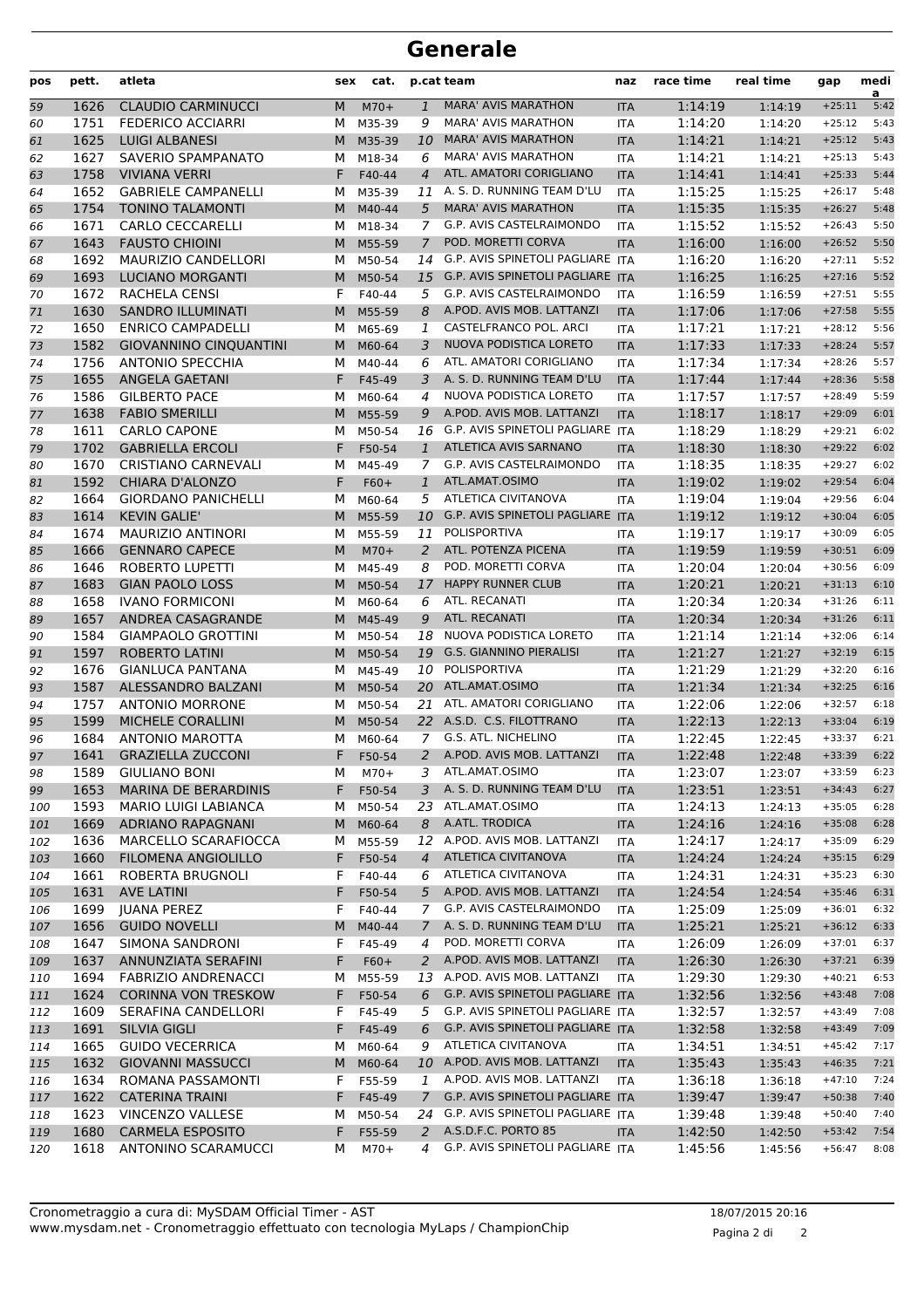# Generale

| pos | pett. | atleta | sex | cat. | p.cat | team | naz | race time | real time | gap | media |
|---|---|---|---|---|---|---|---|---|---|---|---|
| 59 | 1626 | CLAUDIO CARMINUCCI | M | M70+ | 1 | MARA' AVIS MARATHON | ITA | 1:14:19 | 1:14:19 | +25:11 | 5:42 |
| 60 | 1751 | FEDERICO ACCIARRI | M | M35-39 | 9 | MARA' AVIS MARATHON | ITA | 1:14:20 | 1:14:20 | +25:12 | 5:43 |
| 61 | 1625 | LUIGI ALBANESI | M | M35-39 | 10 | MARA' AVIS MARATHON | ITA | 1:14:21 | 1:14:21 | +25:12 | 5:43 |
| 62 | 1627 | SAVERIO SPAMPANATO | M | M18-34 | 6 | MARA' AVIS MARATHON | ITA | 1:14:21 | 1:14:21 | +25:13 | 5:43 |
| 63 | 1758 | VIVIANA VERRI | F | F40-44 | 4 | ATL. AMATORI CORIGLIANO | ITA | 1:14:41 | 1:14:41 | +25:33 | 5:44 |
| 64 | 1652 | GABRIELE CAMPANELLI | M | M35-39 | 11 | A. S. D. RUNNING TEAM D'LU | ITA | 1:15:25 | 1:15:25 | +26:17 | 5:48 |
| 65 | 1754 | TONINO TALAMONTI | M | M40-44 | 5 | MARA' AVIS MARATHON | ITA | 1:15:35 | 1:15:35 | +26:27 | 5:48 |
| 66 | 1671 | CARLO CECCARELLI | M | M18-34 | 7 | G.P. AVIS CASTELRAIMONDO | ITA | 1:15:52 | 1:15:52 | +26:43 | 5:50 |
| 67 | 1643 | FAUSTO CHIOINI | M | M55-59 | 7 | POD. MORETTI CORVA | ITA | 1:16:00 | 1:16:00 | +26:52 | 5:50 |
| 68 | 1692 | MAURIZIO CANDELLORI | M | M50-54 | 14 | G.P. AVIS SPINETOLI PAGLIARE | ITA | 1:16:20 | 1:16:20 | +27:11 | 5:52 |
| 69 | 1693 | LUCIANO MORGANTI | M | M50-54 | 15 | G.P. AVIS SPINETOLI PAGLIARE | ITA | 1:16:25 | 1:16:25 | +27:16 | 5:52 |
| 70 | 1672 | RACHELA CENSI | F | F40-44 | 5 | G.P. AVIS CASTELRAIMONDO | ITA | 1:16:59 | 1:16:59 | +27:51 | 5:55 |
| 71 | 1630 | SANDRO ILLUMINATI | M | M55-59 | 8 | A.POD. AVIS MOB. LATTANZI | ITA | 1:17:06 | 1:17:06 | +27:58 | 5:55 |
| 72 | 1650 | ENRICO CAMPADELLI | M | M65-69 | 1 | CASTELFRANCO POL. ARCI | ITA | 1:17:21 | 1:17:21 | +28:12 | 5:56 |
| 73 | 1582 | GIOVANNINO CINQUANTINI | M | M60-64 | 3 | NUOVA PODISTICA LORETO | ITA | 1:17:33 | 1:17:33 | +28:24 | 5:57 |
| 74 | 1756 | ANTONIO SPECCHIA | M | M40-44 | 6 | ATL. AMATORI CORIGLIANO | ITA | 1:17:34 | 1:17:34 | +28:26 | 5:57 |
| 75 | 1655 | ANGELA GAETANI | F | F45-49 | 3 | A. S. D. RUNNING TEAM D'LU | ITA | 1:17:44 | 1:17:44 | +28:36 | 5:58 |
| 76 | 1586 | GILBERTO PACE | M | M60-64 | 4 | NUOVA PODISTICA LORETO | ITA | 1:17:57 | 1:17:57 | +28:49 | 5:59 |
| 77 | 1638 | FABIO SMERILLI | M | M55-59 | 9 | A.POD. AVIS MOB. LATTANZI | ITA | 1:18:17 | 1:18:17 | +29:09 | 6:01 |
| 78 | 1611 | CARLO CAPONE | M | M50-54 | 16 | G.P. AVIS SPINETOLI PAGLIARE | ITA | 1:18:29 | 1:18:29 | +29:21 | 6:02 |
| 79 | 1702 | GABRIELLA ERCOLI | F | F50-54 | 1 | ATLETICA AVIS SARNANO | ITA | 1:18:30 | 1:18:30 | +29:22 | 6:02 |
| 80 | 1670 | CRISTIANO CARNEVALI | M | M45-49 | 7 | G.P. AVIS CASTELRAIMONDO | ITA | 1:18:35 | 1:18:35 | +29:27 | 6:02 |
| 81 | 1592 | CHIARA D'ALONZO | F | F60+ | 1 | ATL.AMAT.OSIMO | ITA | 1:19:02 | 1:19:02 | +29:54 | 6:04 |
| 82 | 1664 | GIORDANO PANICHELLI | M | M60-64 | 5 | ATLETICA CIVITANOVA | ITA | 1:19:04 | 1:19:04 | +29:56 | 6:04 |
| 83 | 1614 | KEVIN GALIE' | M | M55-59 | 10 | G.P. AVIS SPINETOLI PAGLIARE | ITA | 1:19:12 | 1:19:12 | +30:04 | 6:05 |
| 84 | 1674 | MAURIZIO ANTINORI | M | M55-59 | 11 | POLISPORTIVA | ITA | 1:19:17 | 1:19:17 | +30:09 | 6:05 |
| 85 | 1666 | GENNARO CAPECE | M | M70+ | 2 | ATL. POTENZA PICENA | ITA | 1:19:59 | 1:19:59 | +30:51 | 6:09 |
| 86 | 1646 | ROBERTO LUPETTI | M | M45-49 | 8 | POD. MORETTI CORVA | ITA | 1:20:04 | 1:20:04 | +30:56 | 6:09 |
| 87 | 1683 | GIAN PAOLO LOSS | M | M50-54 | 17 | HAPPY RUNNER CLUB | ITA | 1:20:21 | 1:20:21 | +31:13 | 6:10 |
| 88 | 1658 | IVANO FORMICONI | M | M60-64 | 6 | ATL. RECANATI | ITA | 1:20:34 | 1:20:34 | +31:26 | 6:11 |
| 89 | 1657 | ANDREA CASAGRANDE | M | M45-49 | 9 | ATL. RECANATI | ITA | 1:20:34 | 1:20:34 | +31:26 | 6:11 |
| 90 | 1584 | GIAMPAOLO GROTTINI | M | M50-54 | 18 | NUOVA PODISTICA LORETO | ITA | 1:21:14 | 1:21:14 | +32:06 | 6:14 |
| 91 | 1597 | ROBERTO LATINI | M | M50-54 | 19 | G.S. GIANNINO PIERALISI | ITA | 1:21:27 | 1:21:27 | +32:19 | 6:15 |
| 92 | 1676 | GIANLUCA PANTANA | M | M45-49 | 10 | POLISPORTIVA | ITA | 1:21:29 | 1:21:29 | +32:20 | 6:16 |
| 93 | 1587 | ALESSANDRO BALZANI | M | M50-54 | 20 | ATL.AMAT.OSIMO | ITA | 1:21:34 | 1:21:34 | +32:25 | 6:16 |
| 94 | 1757 | ANTONIO MORRONE | M | M50-54 | 21 | ATL. AMATORI CORIGLIANO | ITA | 1:22:06 | 1:22:06 | +32:57 | 6:18 |
| 95 | 1599 | MICHELE CORALLINI | M | M50-54 | 22 | A.S.D. C.S. FILOTTRANO | ITA | 1:22:13 | 1:22:13 | +33:04 | 6:19 |
| 96 | 1684 | ANTONIO MAROTTA | M | M60-64 | 7 | G.S. ATL. NICHELINO | ITA | 1:22:45 | 1:22:45 | +33:37 | 6:21 |
| 97 | 1641 | GRAZIELLA ZUCCONI | F | F50-54 | 2 | A.POD. AVIS MOB. LATTANZI | ITA | 1:22:48 | 1:22:48 | +33:39 | 6:22 |
| 98 | 1589 | GIULIANO BONI | M | M70+ | 3 | ATL.AMAT.OSIMO | ITA | 1:23:07 | 1:23:07 | +33:59 | 6:23 |
| 99 | 1653 | MARINA DE BERARDINIS | F | F50-54 | 3 | A. S. D. RUNNING TEAM D'LU | ITA | 1:23:51 | 1:23:51 | +34:43 | 6:27 |
| 100 | 1593 | MARIO LUIGI LABIANCA | M | M50-54 | 23 | ATL.AMAT.OSIMO | ITA | 1:24:13 | 1:24:13 | +35:05 | 6:28 |
| 101 | 1669 | ADRIANO RAPAGNANI | M | M60-64 | 8 | A.ATL. TRODICA | ITA | 1:24:16 | 1:24:16 | +35:08 | 6:28 |
| 102 | 1636 | MARCELLO SCARAFIOCCA | M | M55-59 | 12 | A.POD. AVIS MOB. LATTANZI | ITA | 1:24:17 | 1:24:17 | +35:09 | 6:29 |
| 103 | 1660 | FILOMENA ANGIOLILLO | F | F50-54 | 4 | ATLETICA CIVITANOVA | ITA | 1:24:24 | 1:24:24 | +35:15 | 6:29 |
| 104 | 1661 | ROBERTA BRUGNOLI | F | F40-44 | 6 | ATLETICA CIVITANOVA | ITA | 1:24:31 | 1:24:31 | +35:23 | 6:30 |
| 105 | 1631 | AVE LATINI | F | F50-54 | 5 | A.POD. AVIS MOB. LATTANZI | ITA | 1:24:54 | 1:24:54 | +35:46 | 6:31 |
| 106 | 1699 | JUANA PEREZ | F | F40-44 | 7 | G.P. AVIS CASTELRAIMONDO | ITA | 1:25:09 | 1:25:09 | +36:01 | 6:32 |
| 107 | 1656 | GUIDO NOVELLI | M | M40-44 | 7 | A. S. D. RUNNING TEAM D'LU | ITA | 1:25:21 | 1:25:21 | +36:12 | 6:33 |
| 108 | 1647 | SIMONA SANDRONI | F | F45-49 | 4 | POD. MORETTI CORVA | ITA | 1:26:09 | 1:26:09 | +37:01 | 6:37 |
| 109 | 1637 | ANNUNZIATA SERAFINI | F | F60+ | 2 | A.POD. AVIS MOB. LATTANZI | ITA | 1:26:30 | 1:26:30 | +37:21 | 6:39 |
| 110 | 1694 | FABRIZIO ANDRENACCI | M | M55-59 | 13 | A.POD. AVIS MOB. LATTANZI | ITA | 1:29:30 | 1:29:30 | +40:21 | 6:53 |
| 111 | 1624 | CORINNA VON TRESKOW | F | F50-54 | 6 | G.P. AVIS SPINETOLI PAGLIARE | ITA | 1:32:56 | 1:32:56 | +43:48 | 7:08 |
| 112 | 1609 | SERAFINA CANDELLORI | F | F45-49 | 5 | G.P. AVIS SPINETOLI PAGLIARE | ITA | 1:32:57 | 1:32:57 | +43:49 | 7:08 |
| 113 | 1691 | SILVIA GIGLI | F | F45-49 | 6 | G.P. AVIS SPINETOLI PAGLIARE | ITA | 1:32:58 | 1:32:58 | +43:49 | 7:09 |
| 114 | 1665 | GUIDO VECERRICA | M | M60-64 | 9 | ATLETICA CIVITANOVA | ITA | 1:34:51 | 1:34:51 | +45:42 | 7:17 |
| 115 | 1632 | GIOVANNI MASSUCCI | M | M60-64 | 10 | A.POD. AVIS MOB. LATTANZI | ITA | 1:35:43 | 1:35:43 | +46:35 | 7:21 |
| 116 | 1634 | ROMANA PASSAMONTI | F | F55-59 | 1 | A.POD. AVIS MOB. LATTANZI | ITA | 1:36:18 | 1:36:18 | +47:10 | 7:24 |
| 117 | 1622 | CATERINA TRAINI | F | F45-49 | 7 | G.P. AVIS SPINETOLI PAGLIARE | ITA | 1:39:47 | 1:39:47 | +50:38 | 7:40 |
| 118 | 1623 | VINCENZO VALLESE | M | M50-54 | 24 | G.P. AVIS SPINETOLI PAGLIARE | ITA | 1:39:48 | 1:39:48 | +50:40 | 7:40 |
| 119 | 1680 | CARMELA ESPOSITO | F | F55-59 | 2 | A.S.D.F.C. PORTO 85 | ITA | 1:42:50 | 1:42:50 | +53:42 | 7:54 |
| 120 | 1618 | ANTONINO SCARAMUCCI | M | M70+ | 4 | G.P. AVIS SPINETOLI PAGLIARE | ITA | 1:45:56 | 1:45:56 | +56:47 | 8:08 |

Cronometraggio a cura di: MySDAM Official Timer - AST
www.mysdam.net - Cronometraggio effettuato con tecnologia MyLaps / ChampionChip

18/07/2015 20:16